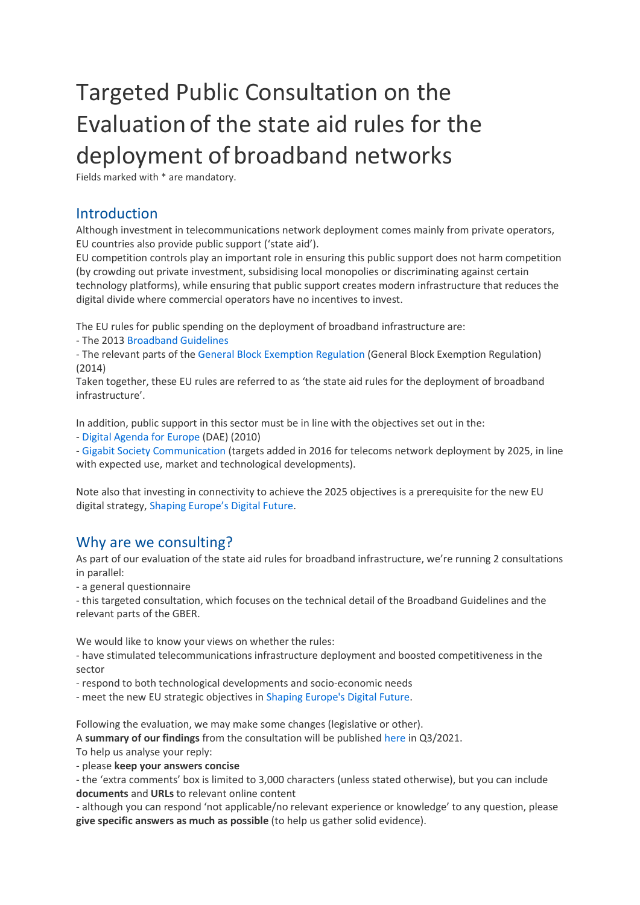# Targeted Public Consultation on the Evaluation of the state aid rules for the deployment of broadband networks

Fields marked with * are mandatory.

## Introduction

Although investment in telecommunications network deployment comes mainly from private operators, EU countries also provide public support ('state aid').

EU competition controls play an important role in ensuring this public support does not harm competition (by crowding out private investment, subsidising local monopolies or discriminating against certain technology platforms), while ensuring that public support creates modern infrastructure that reduces the digital divide where commercial operators have no incentives to invest.

The EU rules for public spending on the deployment of broadband infrastructure are:
- The 2013 Broadband Guidelines
- The relevant parts of the General Block Exemption Regulation (General Block Exemption Regulation) (2014)

Taken together, these EU rules are referred to as 'the state aid rules for the deployment of broadband infrastructure'.

In addition, public support in this sector must be in line with the objectives set out in the:
- Digital Agenda for Europe (DAE) (2010)
- Gigabit Society Communication (targets added in 2016 for telecoms network deployment by 2025, in line with expected use, market and technological developments).

Note also that investing in connectivity to achieve the 2025 objectives is a prerequisite for the new EU digital strategy, Shaping Europe's Digital Future.

## Why are we consulting?

As part of our evaluation of the state aid rules for broadband infrastructure, we're running 2 consultations in parallel:
- a general questionnaire
- this targeted consultation, which focuses on the technical detail of the Broadband Guidelines and the relevant parts of the GBER.

We would like to know your views on whether the rules:
- have stimulated telecommunications infrastructure deployment and boosted competitiveness in the sector
- respond to both technological developments and socio-economic needs
- meet the new EU strategic objectives in Shaping Europe's Digital Future.

Following the evaluation, we may make some changes (legislative or other).
A **summary of our findings** from the consultation will be published here in Q3/2021.
To help us analyse your reply:
- please **keep your answers concise**
- the 'extra comments' box is limited to 3,000 characters (unless stated otherwise), but you can include **documents** and **URLs** to relevant online content
- although you can respond 'not applicable/no relevant experience or knowledge' to any question, please **give specific answers as much as possible** (to help us gather solid evidence).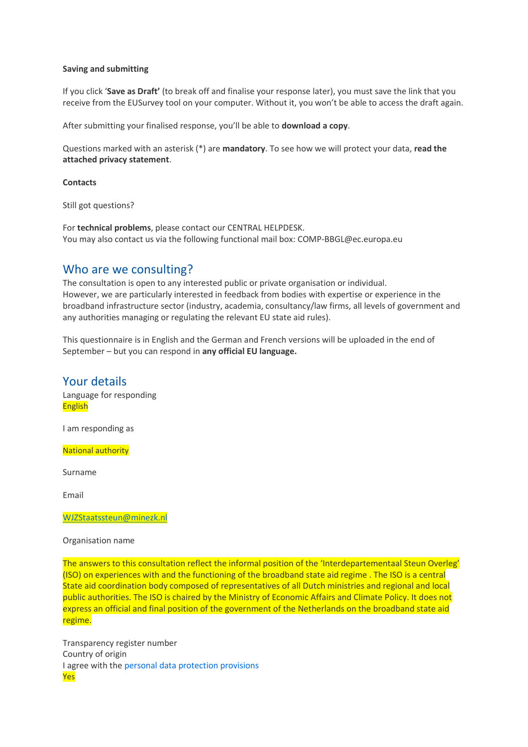**Saving and submitting**

If you click '**Save as Draft'** (to break off and finalise your response later), you must save the link that you receive from the EUSurvey tool on your computer. Without it, you won't be able to access the draft again.

After submitting your finalised response, you'll be able to **download a copy**.

Questions marked with an asterisk (*) are **mandatory**. To see how we will protect your data, **read the attached privacy statement**.

**Contacts**

Still got questions?

For **technical problems**, please contact our CENTRAL HELPDESK.
You may also contact us via the following functional mail box: COMP-BBGL@ec.europa.eu

## Who are we consulting?

The consultation is open to any interested public or private organisation or individual.
However, we are particularly interested in feedback from bodies with expertise or experience in the broadband infrastructure sector (industry, academia, consultancy/law firms, all levels of government and any authorities managing or regulating the relevant EU state aid rules).

This questionnaire is in English and the German and French versions will be uploaded in the end of September – but you can respond in **any official EU language.**

## Your details

Language for responding
English

I am responding as

National authority

Surname

Email

WJZStaatssteun@minezk.nl

Organisation name

The answers to this consultation reflect the informal position of the 'Interdepartementaal Steun Overleg' (ISO) on experiences with and the functioning of the broadband state aid regime . The ISO is a central State aid coordination body composed of representatives of all Dutch ministries and regional and local public authorities. The ISO is chaired by the Ministry of Economic Affairs and Climate Policy. It does not express an official and final position of the government of the Netherlands on the broadband state aid regime.

Transparency register number
Country of origin
I agree with the personal data protection provisions
Yes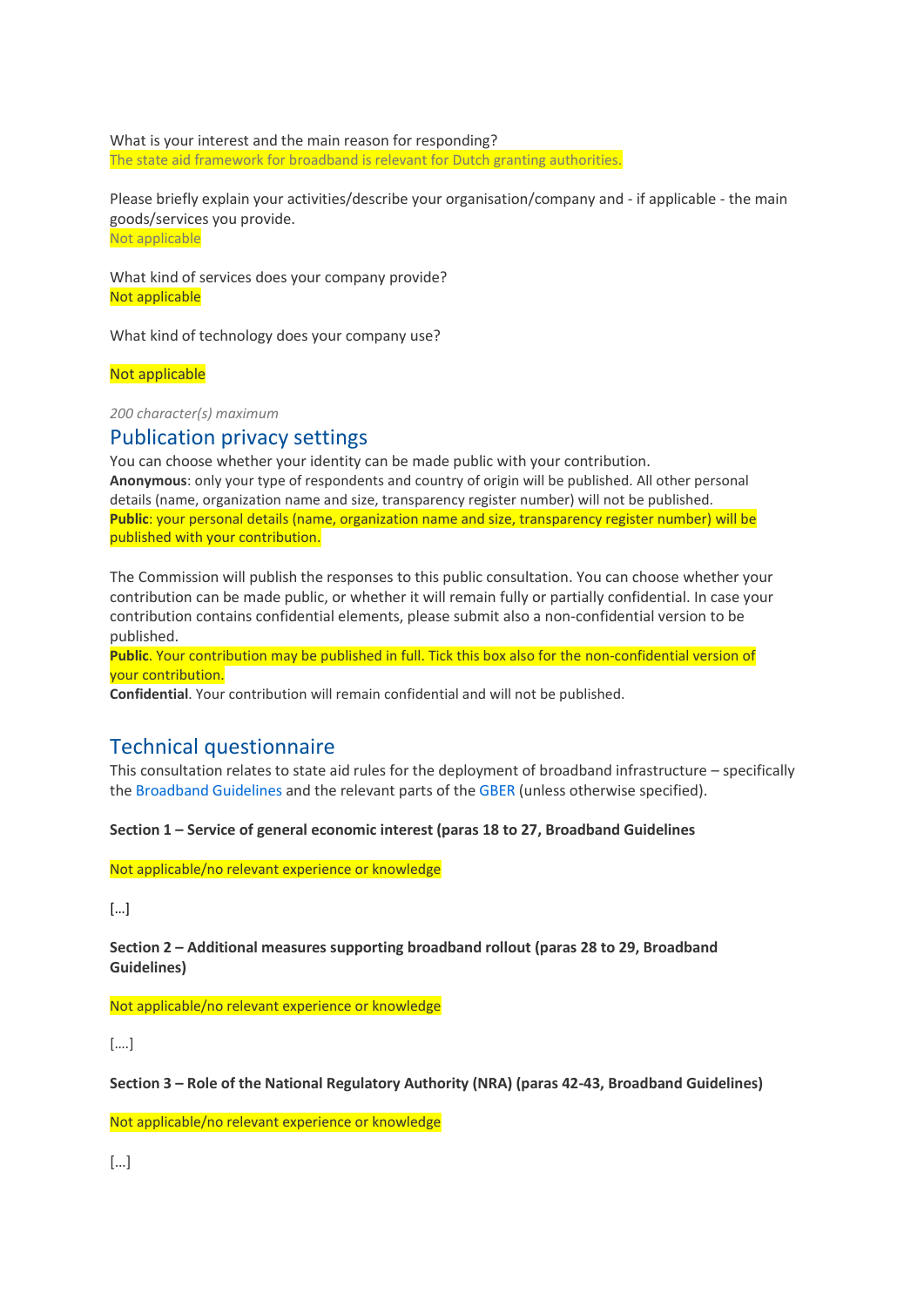What is your interest and the main reason for responding?
The state aid framework for broadband is relevant for Dutch granting authorities.

Please briefly explain your activities/describe your organisation/company and - if applicable - the main goods/services you provide.
Not applicable

What kind of services does your company provide?
Not applicable

What kind of technology does your company use?

Not applicable

*200 character(s) maximum*

## Publication privacy settings

You can choose whether your identity can be made public with your contribution.
**Anonymous**: only your type of respondents and country of origin will be published. All other personal details (name, organization name and size, transparency register number) will not be published.
**Public**: your personal details (name, organization name and size, transparency register number) will be published with your contribution.

The Commission will publish the responses to this public consultation. You can choose whether your contribution can be made public, or whether it will remain fully or partially confidential. In case your contribution contains confidential elements, please submit also a non-confidential version to be published.
**Public**. Your contribution may be published in full. Tick this box also for the non-confidential version of your contribution.
**Confidential**. Your contribution will remain confidential and will not be published.

## Technical questionnaire

This consultation relates to state aid rules for the deployment of broadband infrastructure – specifically the Broadband Guidelines and the relevant parts of the GBER (unless otherwise specified).

**Section 1 – Service of general economic interest (paras 18 to 27, Broadband Guidelines**

Not applicable/no relevant experience or knowledge

[…]

**Section 2 – Additional measures supporting broadband rollout (paras 28 to 29, Broadband Guidelines)**

Not applicable/no relevant experience or knowledge

[….]

**Section 3 – Role of the National Regulatory Authority (NRA) (paras 42-43, Broadband Guidelines)**

Not applicable/no relevant experience or knowledge

[…]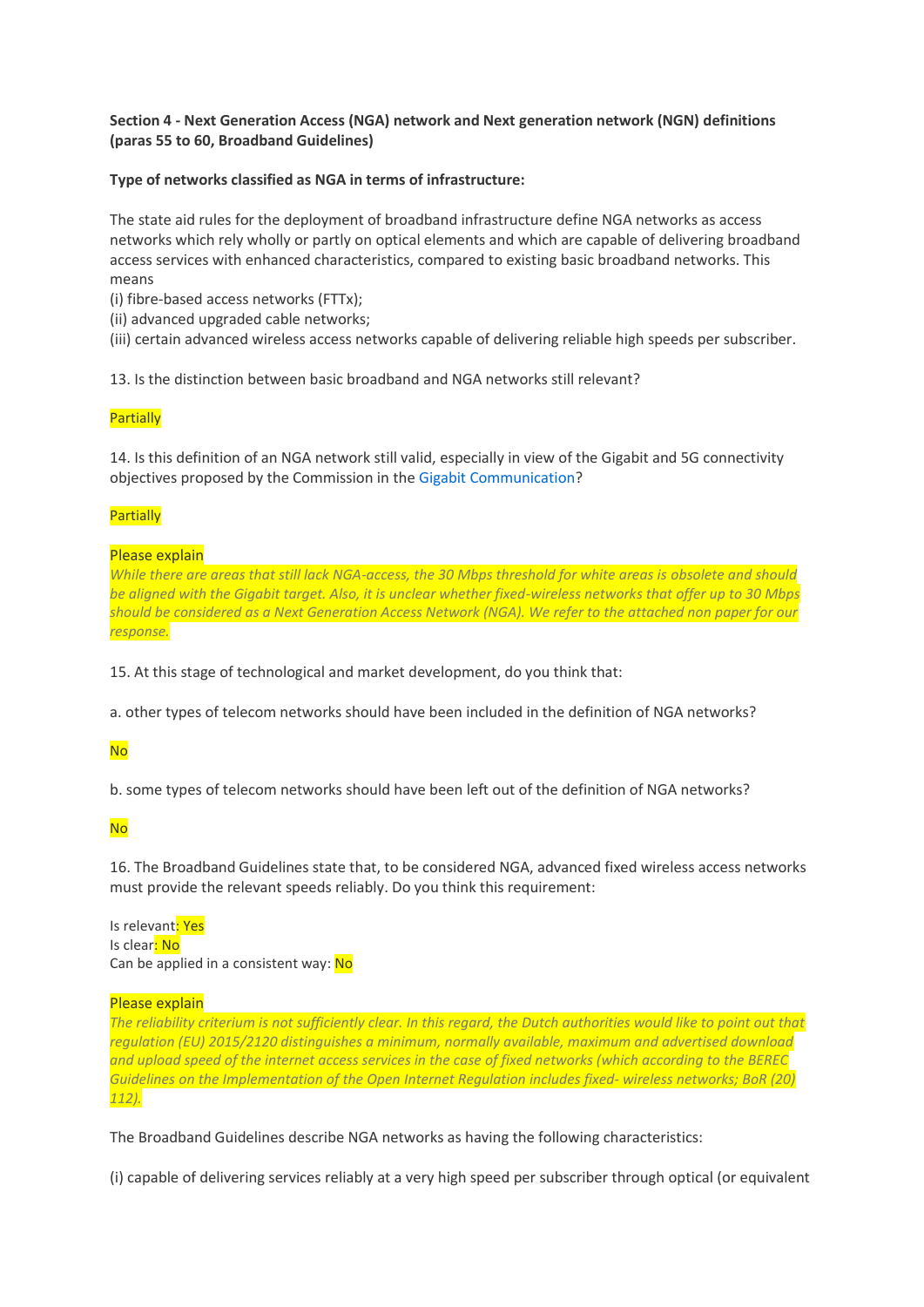**Section 4 - Next Generation Access (NGA) network and Next generation network (NGN) definitions (paras 55 to 60, Broadband Guidelines)**

**Type of networks classified as NGA in terms of infrastructure:**

The state aid rules for the deployment of broadband infrastructure define NGA networks as access networks which rely wholly or partly on optical elements and which are capable of delivering broadband access services with enhanced characteristics, compared to existing basic broadband networks. This means

(i) fibre-based access networks (FTTx);
(ii) advanced upgraded cable networks;
(iii) certain advanced wireless access networks capable of delivering reliable high speeds per subscriber.

13. Is the distinction between basic broadband and NGA networks still relevant?

Partially

14. Is this definition of an NGA network still valid, especially in view of the Gigabit and 5G connectivity objectives proposed by the Commission in the Gigabit Communication?

Partially

Please explain

*While there are areas that still lack NGA-access, the 30 Mbps threshold for white areas is obsolete and should be aligned with the Gigabit target. Also, it is unclear whether fixed-wireless networks that offer up to 30 Mbps should be considered as a Next Generation Access Network (NGA). We refer to the attached non paper for our response.*

15. At this stage of technological and market development, do you think that:

a. other types of telecom networks should have been included in the definition of NGA networks?

No

b. some types of telecom networks should have been left out of the definition of NGA networks?

No

16. The Broadband Guidelines state that, to be considered NGA, advanced fixed wireless access networks must provide the relevant speeds reliably. Do you think this requirement:

Is relevant: Yes
Is clear: No
Can be applied in a consistent way: No

Please explain

*The reliability criterium is not sufficiently clear. In this regard, the Dutch authorities would like to point out that regulation (EU) 2015/2120 distinguishes a minimum, normally available, maximum and advertised download and upload speed of the internet access services in the case of fixed networks (which according to the BEREC Guidelines on the Implementation of the Open Internet Regulation includes fixed- wireless networks; BoR (20) 112).*

The Broadband Guidelines describe NGA networks as having the following characteristics:

(i) capable of delivering services reliably at a very high speed per subscriber through optical (or equivalent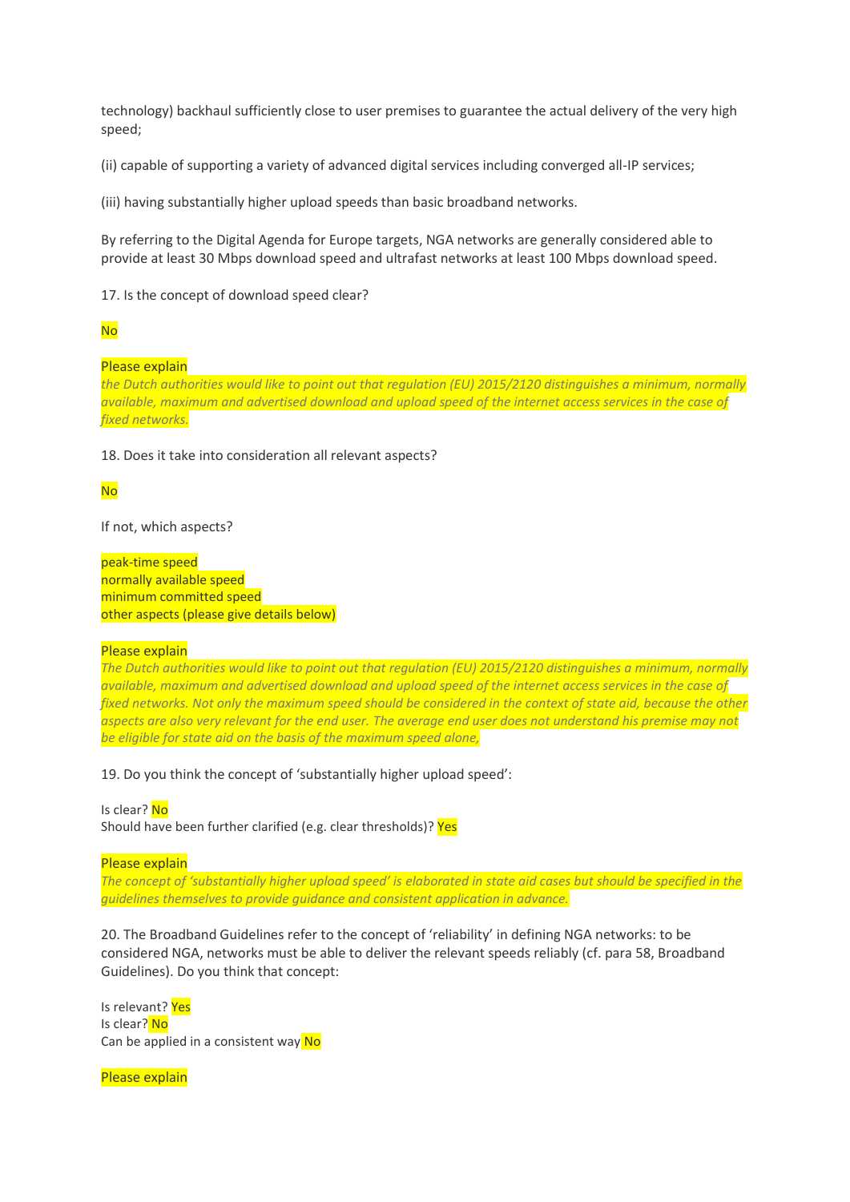technology) backhaul sufficiently close to user premises to guarantee the actual delivery of the very high speed;

(ii) capable of supporting a variety of advanced digital services including converged all-IP services;

(iii) having substantially higher upload speeds than basic broadband networks.

By referring to the Digital Agenda for Europe targets, NGA networks are generally considered able to provide at least 30 Mbps download speed and ultrafast networks at least 100 Mbps download speed.

17. Is the concept of download speed clear?

No

Please explain

*the Dutch authorities would like to point out that regulation (EU) 2015/2120 distinguishes a minimum, normally available, maximum and advertised download and upload speed of the internet access services in the case of fixed networks.*

18. Does it take into consideration all relevant aspects?

No

If not, which aspects?

peak-time speed
normally available speed
minimum committed speed
other aspects (please give details below)

Please explain

*The Dutch authorities would like to point out that regulation (EU) 2015/2120 distinguishes a minimum, normally available, maximum and advertised download and upload speed of the internet access services in the case of fixed networks. Not only the maximum speed should be considered in the context of state aid, because the other aspects are also very relevant for the end user. The average end user does not understand his premise may not be eligible for state aid on the basis of the maximum speed alone,*

19. Do you think the concept of 'substantially higher upload speed':

Is clear? No
Should have been further clarified (e.g. clear thresholds)? Yes

Please explain

*The concept of 'substantially higher upload speed' is elaborated in state aid cases but should be specified in the guidelines themselves to provide guidance and consistent application in advance.*

20. The Broadband Guidelines refer to the concept of 'reliability' in defining NGA networks: to be considered NGA, networks must be able to deliver the relevant speeds reliably (cf. para 58, Broadband Guidelines). Do you think that concept:

Is relevant? Yes
Is clear? No
Can be applied in a consistent way No

Please explain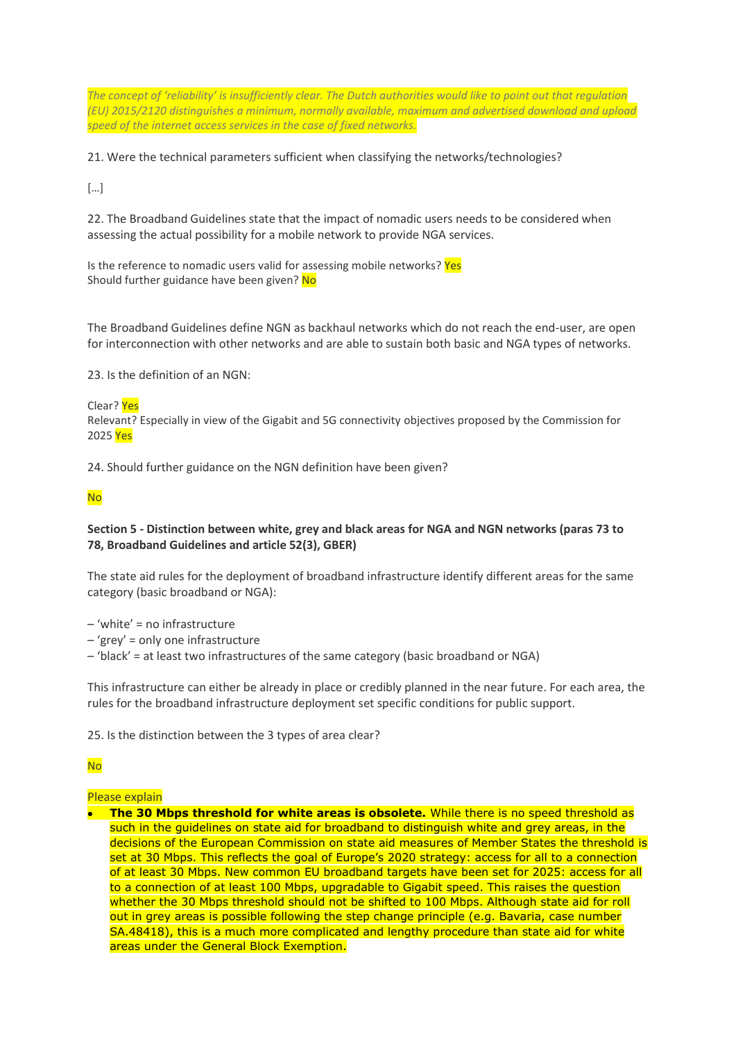*The concept of 'reliability' is insufficiently clear. The Dutch authorities would like to point out that regulation (EU) 2015/2120 distinguishes a minimum, normally available, maximum and advertised download and upload speed of the internet access services in the case of fixed networks.*

21. Were the technical parameters sufficient when classifying the networks/technologies?

[…]

22. The Broadband Guidelines state that the impact of nomadic users needs to be considered when assessing the actual possibility for a mobile network to provide NGA services.

Is the reference to nomadic users valid for assessing mobile networks? Yes
Should further guidance have been given? No

The Broadband Guidelines define NGN as backhaul networks which do not reach the end-user, are open for interconnection with other networks and are able to sustain both basic and NGA types of networks.

23. Is the definition of an NGN:

Clear? Yes
Relevant? Especially in view of the Gigabit and 5G connectivity objectives proposed by the Commission for 2025 Yes

24. Should further guidance on the NGN definition have been given?

No

**Section 5 - Distinction between white, grey and black areas for NGA and NGN networks (paras 73 to 78, Broadband Guidelines and article 52(3), GBER)**

The state aid rules for the deployment of broadband infrastructure identify different areas for the same category (basic broadband or NGA):

– 'white' = no infrastructure
– 'grey' = only one infrastructure
– 'black' = at least two infrastructures of the same category (basic broadband or NGA)

This infrastructure can either be already in place or credibly planned in the near future. For each area, the rules for the broadband infrastructure deployment set specific conditions for public support.

25. Is the distinction between the 3 types of area clear?

No

Please explain

- **The 30 Mbps threshold for white areas is obsolete.** While there is no speed threshold as such in the guidelines on state aid for broadband to distinguish white and grey areas, in the decisions of the European Commission on state aid measures of Member States the threshold is set at 30 Mbps. This reflects the goal of Europe's 2020 strategy: access for all to a connection of at least 30 Mbps. New common EU broadband targets have been set for 2025: access for all to a connection of at least 100 Mbps, upgradable to Gigabit speed. This raises the question whether the 30 Mbps threshold should not be shifted to 100 Mbps. Although state aid for roll out in grey areas is possible following the step change principle (e.g. Bavaria, case number SA.48418), this is a much more complicated and lengthy procedure than state aid for white areas under the General Block Exemption.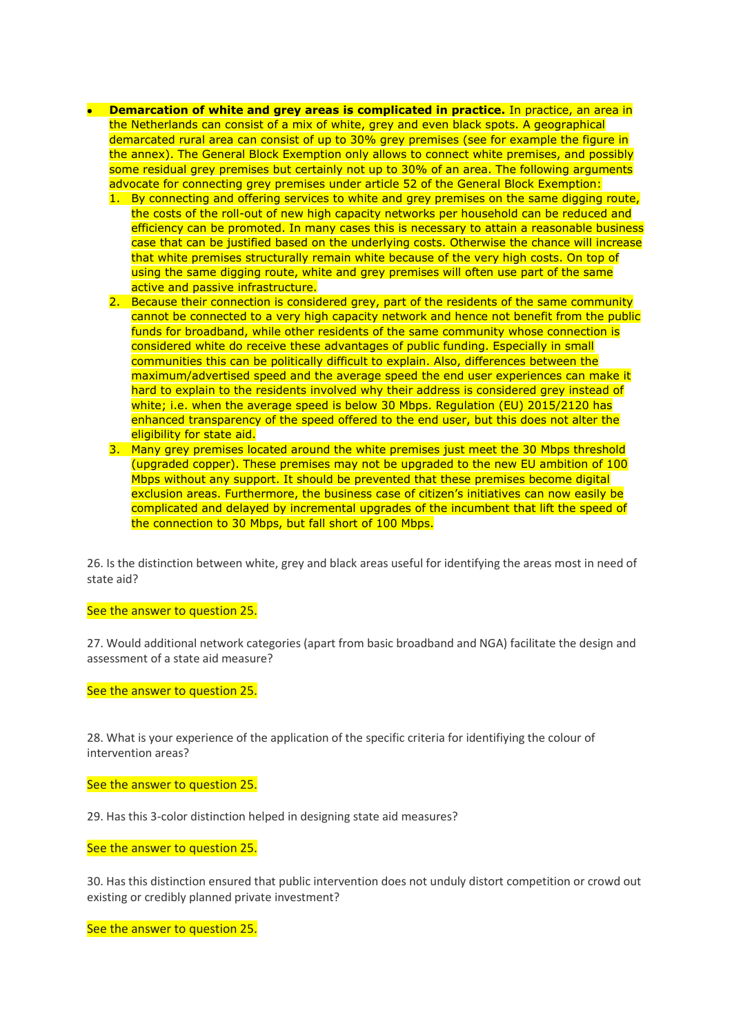- **Demarcation of white and grey areas is complicated in practice.** In practice, an area in the Netherlands can consist of a mix of white, grey and even black spots. A geographical demarcated rural area can consist of up to 30% grey premises (see for example the figure in the annex). The General Block Exemption only allows to connect white premises, and possibly some residual grey premises but certainly not up to 30% of an area. The following arguments advocate for connecting grey premises under article 52 of the General Block Exemption:
    1. By connecting and offering services to white and grey premises on the same digging route, the costs of the roll-out of new high capacity networks per household can be reduced and efficiency can be promoted. In many cases this is necessary to attain a reasonable business case that can be justified based on the underlying costs. Otherwise the chance will increase that white premises structurally remain white because of the very high costs. On top of using the same digging route, white and grey premises will often use part of the same active and passive infrastructure.
    2. Because their connection is considered grey, part of the residents of the same community cannot be connected to a very high capacity network and hence not benefit from the public funds for broadband, while other residents of the same community whose connection is considered white do receive these advantages of public funding. Especially in small communities this can be politically difficult to explain. Also, differences between the maximum/advertised speed and the average speed the end user experiences can make it hard to explain to the residents involved why their address is considered grey instead of white; i.e. when the average speed is below 30 Mbps. Regulation (EU) 2015/2120 has enhanced transparency of the speed offered to the end user, but this does not alter the eligibility for state aid.
    3. Many grey premises located around the white premises just meet the 30 Mbps threshold (upgraded copper). These premises may not be upgraded to the new EU ambition of 100 Mbps without any support. It should be prevented that these premises become digital exclusion areas. Furthermore, the business case of citizen's initiatives can now easily be complicated and delayed by incremental upgrades of the incumbent that lift the speed of the connection to 30 Mbps, but fall short of 100 Mbps.

26. Is the distinction between white, grey and black areas useful for identifying the areas most in need of state aid?

See the answer to question 25.

27. Would additional network categories (apart from basic broadband and NGA) facilitate the design and assessment of a state aid measure?

See the answer to question 25.

28. What is your experience of the application of the specific criteria for identifiying the colour of intervention areas?

See the answer to question 25.

29. Has this 3-color distinction helped in designing state aid measures?

See the answer to question 25.

30. Has this distinction ensured that public intervention does not unduly distort competition or crowd out existing or credibly planned private investment?

See the answer to question 25.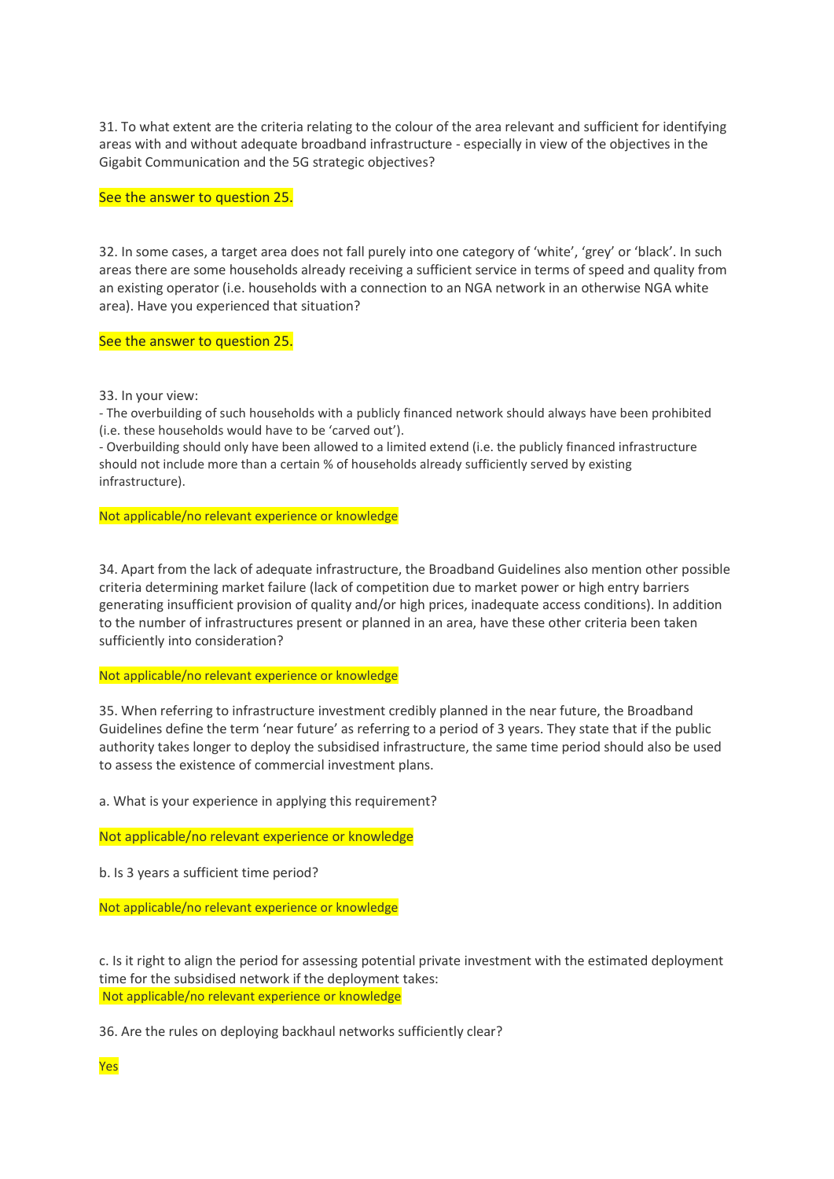31. To what extent are the criteria relating to the colour of the area relevant and sufficient for identifying areas with and without adequate broadband infrastructure - especially in view of the objectives in the Gigabit Communication and the 5G strategic objectives?

See the answer to question 25.

32. In some cases, a target area does not fall purely into one category of 'white', 'grey' or 'black'. In such areas there are some households already receiving a sufficient service in terms of speed and quality from an existing operator (i.e. households with a connection to an NGA network in an otherwise NGA white area). Have you experienced that situation?

See the answer to question 25.

33. In your view:
- The overbuilding of such households with a publicly financed network should always have been prohibited (i.e. these households would have to be 'carved out').
- Overbuilding should only have been allowed to a limited extend (i.e. the publicly financed infrastructure should not include more than a certain % of households already sufficiently served by existing infrastructure).

Not applicable/no relevant experience or knowledge

34. Apart from the lack of adequate infrastructure, the Broadband Guidelines also mention other possible criteria determining market failure (lack of competition due to market power or high entry barriers generating insufficient provision of quality and/or high prices, inadequate access conditions). In addition to the number of infrastructures present or planned in an area, have these other criteria been taken sufficiently into consideration?

Not applicable/no relevant experience or knowledge

35. When referring to infrastructure investment credibly planned in the near future, the Broadband Guidelines define the term 'near future' as referring to a period of 3 years. They state that if the public authority takes longer to deploy the subsidised infrastructure, the same time period should also be used to assess the existence of commercial investment plans.

a. What is your experience in applying this requirement?

Not applicable/no relevant experience or knowledge

b. Is 3 years a sufficient time period?

Not applicable/no relevant experience or knowledge

c. Is it right to align the period for assessing potential private investment with the estimated deployment time for the subsidised network if the deployment takes:
Not applicable/no relevant experience or knowledge

36. Are the rules on deploying backhaul networks sufficiently clear?

Yes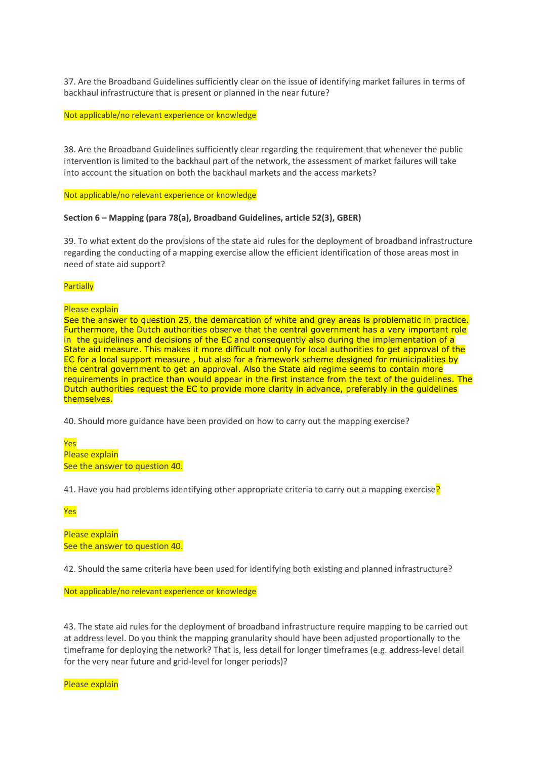37. Are the Broadband Guidelines sufficiently clear on the issue of identifying market failures in terms of backhaul infrastructure that is present or planned in the near future?

Not applicable/no relevant experience or knowledge

38. Are the Broadband Guidelines sufficiently clear regarding the requirement that whenever the public intervention is limited to the backhaul part of the network, the assessment of market failures will take into account the situation on both the backhaul markets and the access markets?

Not applicable/no relevant experience or knowledge

**Section 6 – Mapping (para 78(a), Broadband Guidelines, article 52(3), GBER)**

39. To what extent do the provisions of the state aid rules for the deployment of broadband infrastructure regarding the conducting of a mapping exercise allow the efficient identification of those areas most in need of state aid support?

Partially

Please explain

See the answer to question 25, the demarcation of white and grey areas is problematic in practice. Furthermore, the Dutch authorities observe that the central government has a very important role in the guidelines and decisions of the EC and consequently also during the implementation of a State aid measure. This makes it more difficult not only for local authorities to get approval of the EC for a local support measure , but also for a framework scheme designed for municipalities by the central government to get an approval. Also the State aid regime seems to contain more requirements in practice than would appear in the first instance from the text of the guidelines. The Dutch authorities request the EC to provide more clarity in advance, preferably in the guidelines themselves.

40. Should more guidance have been provided on how to carry out the mapping exercise?

Yes

Please explain

See the answer to question 40.

41. Have you had problems identifying other appropriate criteria to carry out a mapping exercise?

Yes

Please explain

See the answer to question 40.

42. Should the same criteria have been used for identifying both existing and planned infrastructure?

Not applicable/no relevant experience or knowledge

43. The state aid rules for the deployment of broadband infrastructure require mapping to be carried out at address level. Do you think the mapping granularity should have been adjusted proportionally to the timeframe for deploying the network? That is, less detail for longer timeframes (e.g. address-level detail for the very near future and grid-level for longer periods)?

Please explain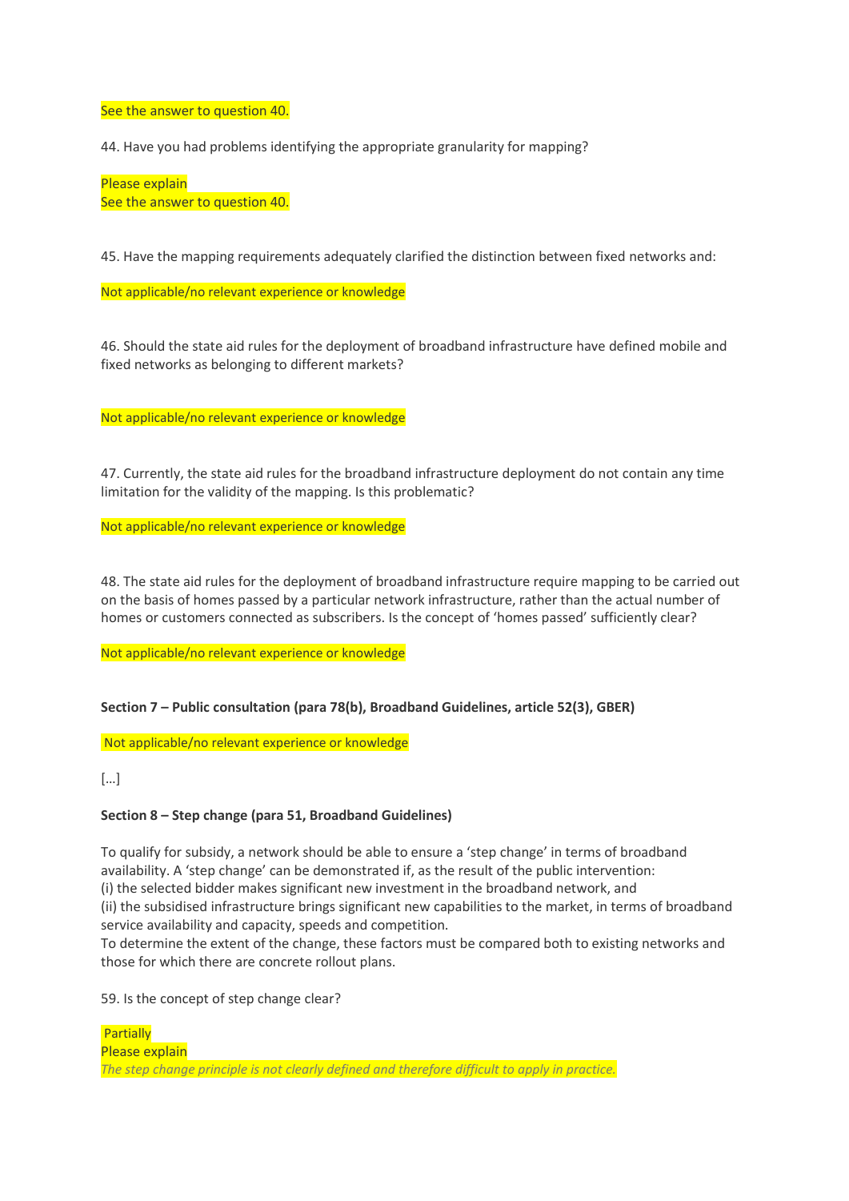See the answer to question 40.

44. Have you had problems identifying the appropriate granularity for mapping?

Please explain
See the answer to question 40.

45. Have the mapping requirements adequately clarified the distinction between fixed networks and:

Not applicable/no relevant experience or knowledge

46. Should the state aid rules for the deployment of broadband infrastructure have defined mobile and fixed networks as belonging to different markets?

Not applicable/no relevant experience or knowledge

47. Currently, the state aid rules for the broadband infrastructure deployment do not contain any time limitation for the validity of the mapping. Is this problematic?

Not applicable/no relevant experience or knowledge

48. The state aid rules for the deployment of broadband infrastructure require mapping to be carried out on the basis of homes passed by a particular network infrastructure, rather than the actual number of homes or customers connected as subscribers. Is the concept of 'homes passed' sufficiently clear?

Not applicable/no relevant experience or knowledge

**Section 7 – Public consultation (para 78(b), Broadband Guidelines, article 52(3), GBER)**

Not applicable/no relevant experience or knowledge

[...]

**Section 8 – Step change (para 51, Broadband Guidelines)**

To qualify for subsidy, a network should be able to ensure a 'step change' in terms of broadband availability. A 'step change' can be demonstrated if, as the result of the public intervention:
(i) the selected bidder makes significant new investment in the broadband network, and
(ii) the subsidised infrastructure brings significant new capabilities to the market, in terms of broadband service availability and capacity, speeds and competition.
To determine the extent of the change, these factors must be compared both to existing networks and those for which there are concrete rollout plans.

59. Is the concept of step change clear?

Partially
Please explain
*The step change principle is not clearly defined and therefore difficult to apply in practice.*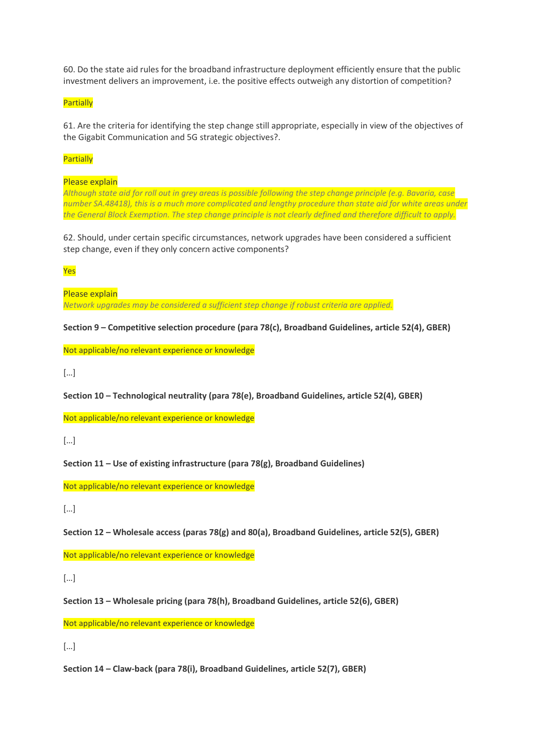60. Do the state aid rules for the broadband infrastructure deployment efficiently ensure that the public investment delivers an improvement, i.e. the positive effects outweigh any distortion of competition?

Partially

61. Are the criteria for identifying the step change still appropriate, especially in view of the objectives of the Gigabit Communication and 5G strategic objectives?.

Partially

Please explain

*Although state aid for roll out in grey areas is possible following the step change principle (e.g. Bavaria, case number SA.48418), this is a much more complicated and lengthy procedure than state aid for white areas under the General Block Exemption. The step change principle is not clearly defined and therefore difficult to apply.*

62. Should, under certain specific circumstances, network upgrades have been considered a sufficient step change, even if they only concern active components?

Yes

Please explain

*Network upgrades may be considered a sufficient step change if robust criteria are applied.*

**Section 9 – Competitive selection procedure (para 78(c), Broadband Guidelines, article 52(4), GBER)**

Not applicable/no relevant experience or knowledge

[...]

**Section 10 – Technological neutrality (para 78(e), Broadband Guidelines, article 52(4), GBER)**

Not applicable/no relevant experience or knowledge

[...]

**Section 11 – Use of existing infrastructure (para 78(g), Broadband Guidelines)**

Not applicable/no relevant experience or knowledge

[...]

**Section 12 – Wholesale access (paras 78(g) and 80(a), Broadband Guidelines, article 52(5), GBER)**

Not applicable/no relevant experience or knowledge

[...]

**Section 13 – Wholesale pricing (para 78(h), Broadband Guidelines, article 52(6), GBER)**

Not applicable/no relevant experience or knowledge

[...]

**Section 14 – Claw-back (para 78(i), Broadband Guidelines, article 52(7), GBER)**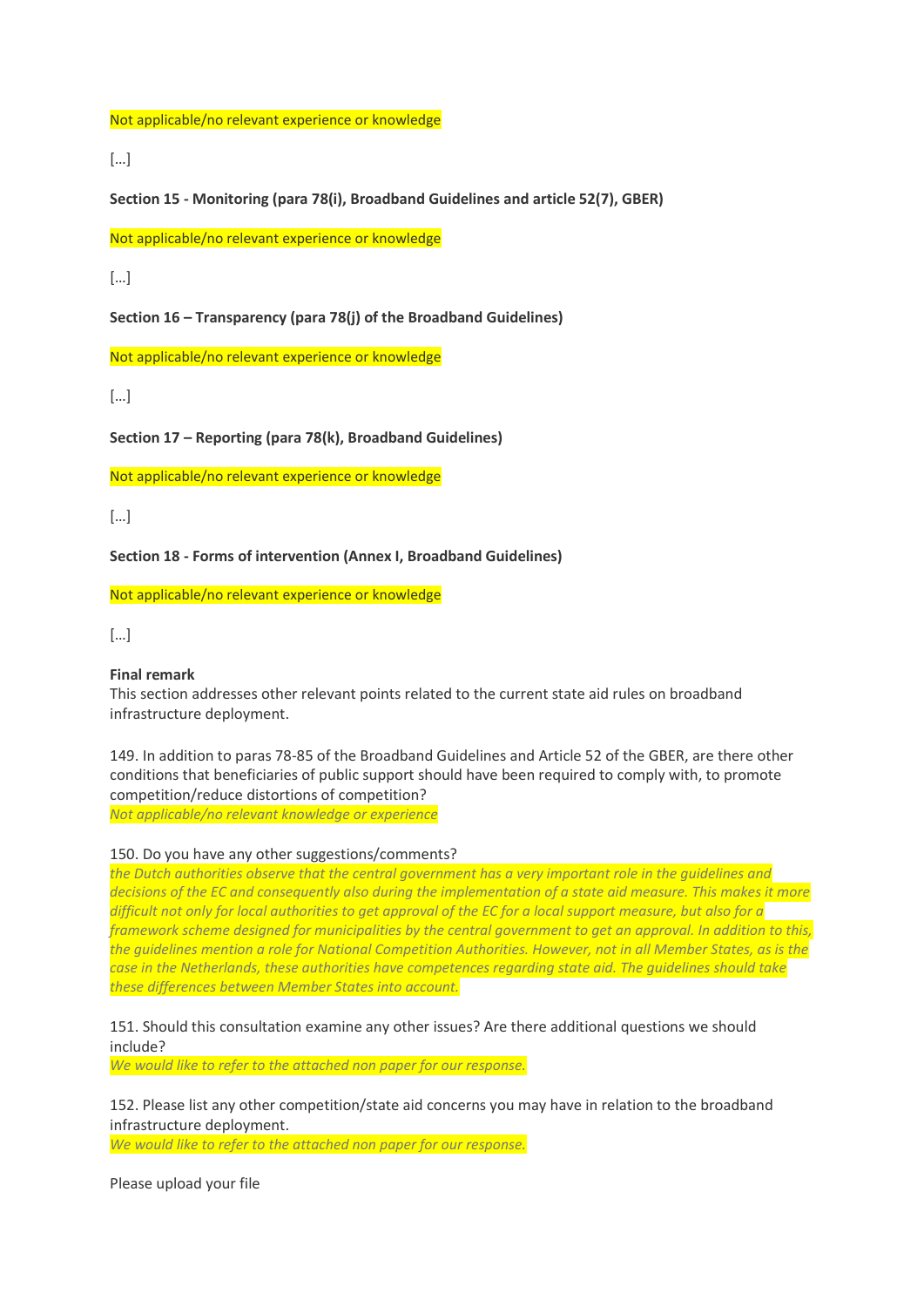Not applicable/no relevant experience or knowledge

[…]

**Section 15 - Monitoring (para 78(i), Broadband Guidelines and article 52(7), GBER)**

Not applicable/no relevant experience or knowledge

[…]

**Section 16 – Transparency (para 78(j) of the Broadband Guidelines)**

Not applicable/no relevant experience or knowledge

[…]

**Section 17 – Reporting (para 78(k), Broadband Guidelines)**

Not applicable/no relevant experience or knowledge

[…]

**Section 18 - Forms of intervention (Annex I, Broadband Guidelines)**

Not applicable/no relevant experience or knowledge

[…]

**Final remark**

This section addresses other relevant points related to the current state aid rules on broadband infrastructure deployment.

149. In addition to paras 78-85 of the Broadband Guidelines and Article 52 of the GBER, are there other conditions that beneficiaries of public support should have been required to comply with, to promote competition/reduce distortions of competition?

*Not applicable/no relevant knowledge or experience*

150. Do you have any other suggestions/comments?

*the Dutch authorities observe that the central government has a very important role in the guidelines and decisions of the EC and consequently also during the implementation of a state aid measure. This makes it more difficult not only for local authorities to get approval of the EC for a local support measure, but also for a framework scheme designed for municipalities by the central government to get an approval. In addition to this, the guidelines mention a role for National Competition Authorities. However, not in all Member States, as is the case in the Netherlands, these authorities have competences regarding state aid. The guidelines should take these differences between Member States into account.*

151. Should this consultation examine any other issues? Are there additional questions we should include?

*We would like to refer to the attached non paper for our response.*

152. Please list any other competition/state aid concerns you may have in relation to the broadband infrastructure deployment.

*We would like to refer to the attached non paper for our response.*

Please upload your file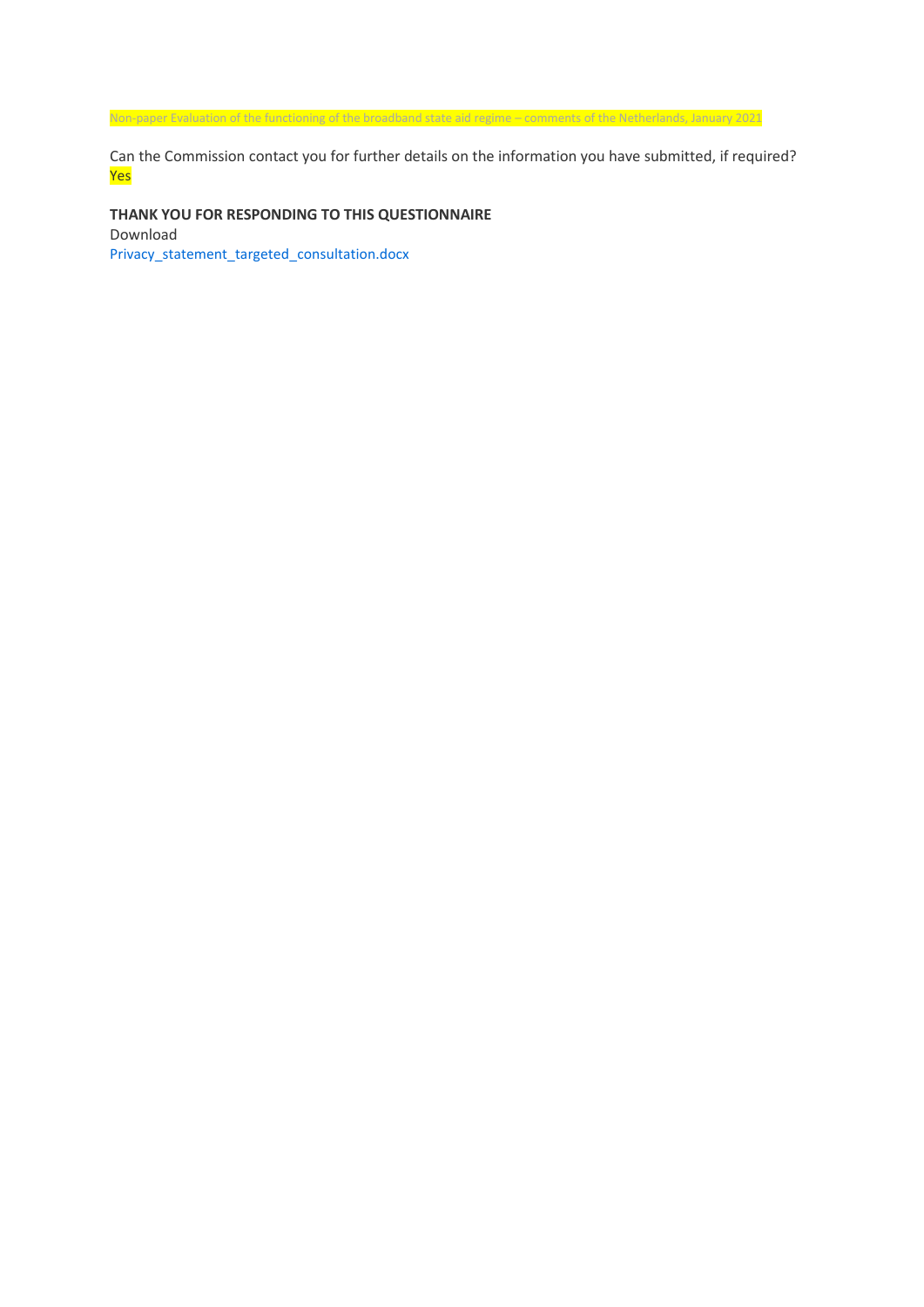Non-paper Evaluation of the functioning of the broadband state aid regime – comments of the Netherlands, January 2021

Can the Commission contact you for further details on the information you have submitted, if required?
Yes

**THANK YOU FOR RESPONDING TO THIS QUESTIONNAIRE**
Download
Privacy_statement_targeted_consultation.docx